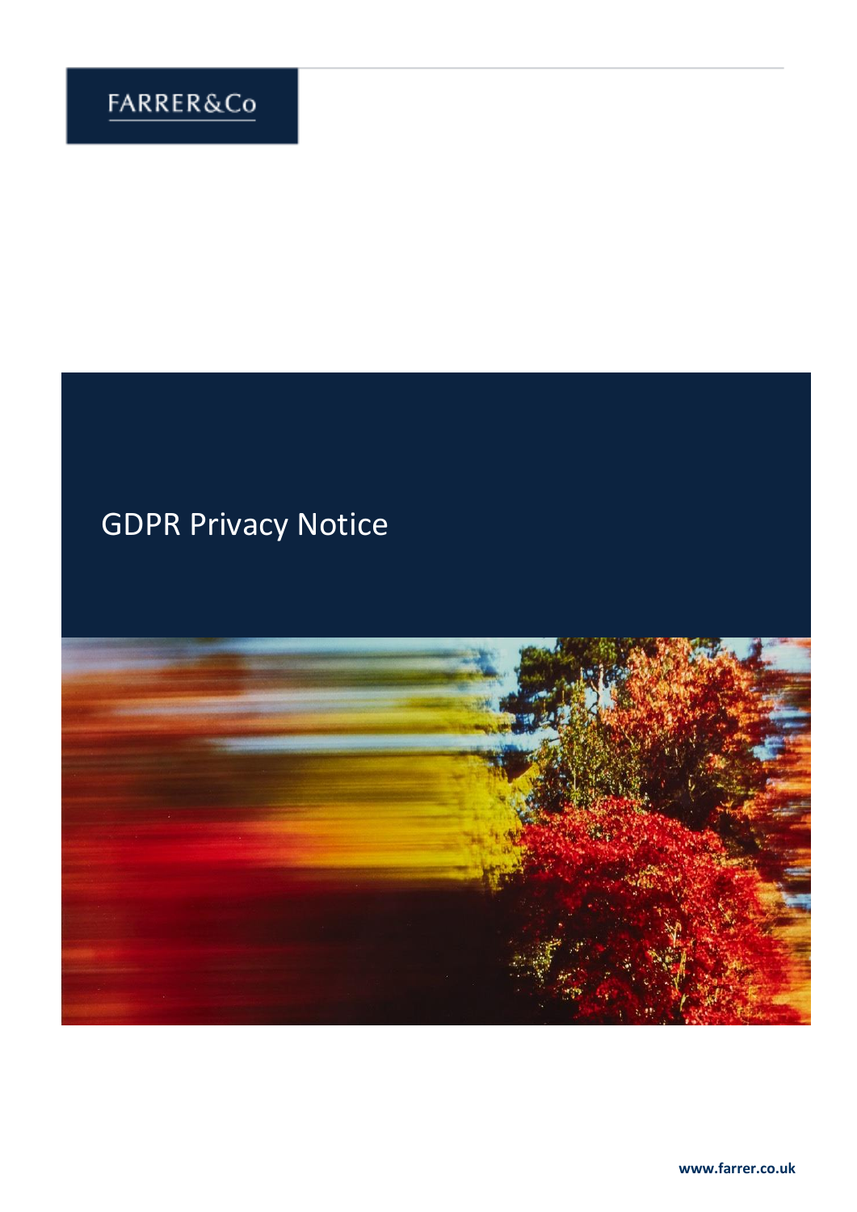FARRER&Co

# GDPR Privacy Notice

www.farrer.co.uk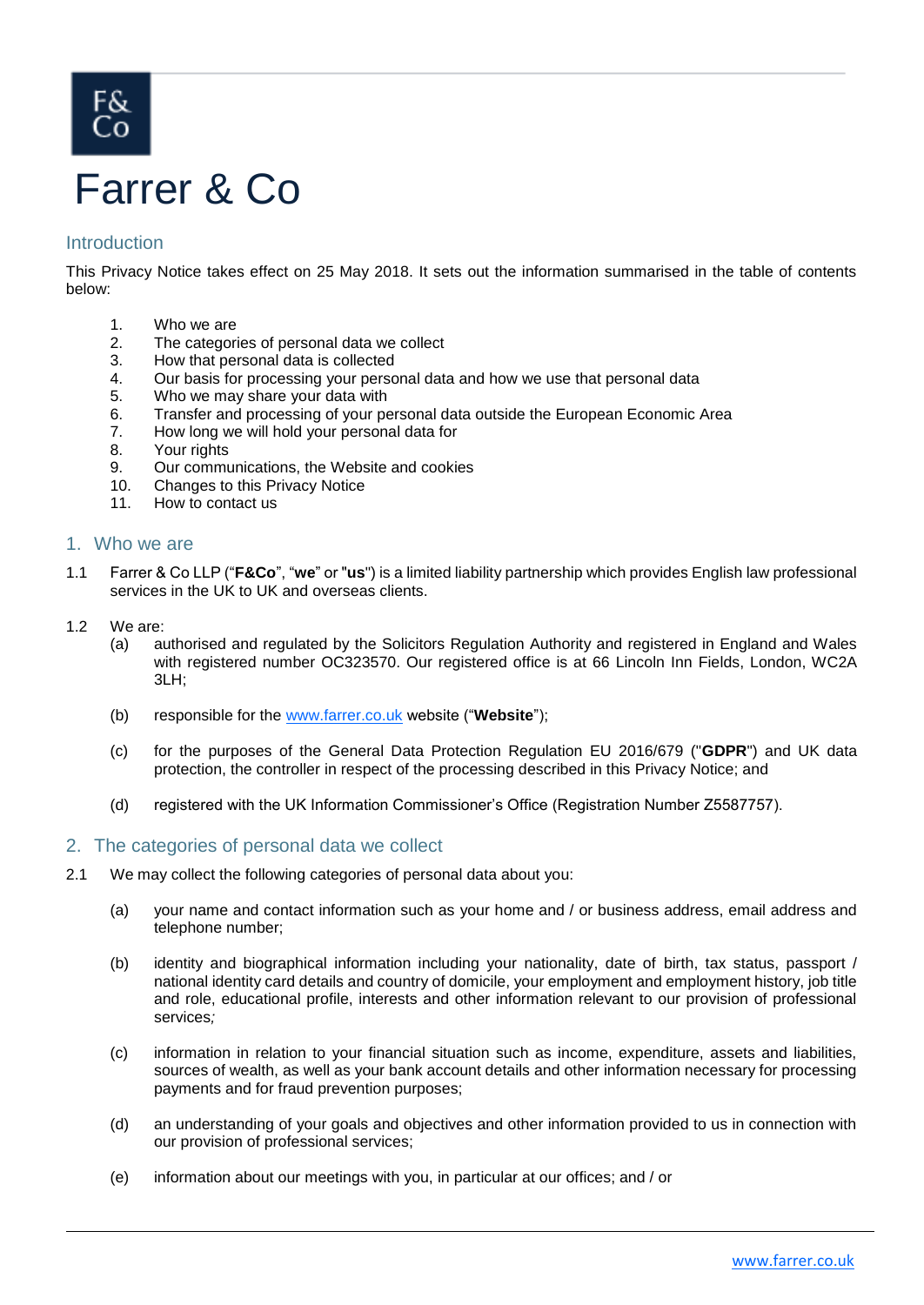# Farrer & Co

## Introduction

This Privacy Notice takes effect on 25 May 2018. It sets out the information summarised in the table of contents below:

1. Who we are
2. The categories of personal data we collect
3. How that personal data is collected
4. Our basis for processing your personal data and how we use that personal data
5. Who we may share your data with
6. Transfer and processing of your personal data outside the European Economic Area
7. How long we will hold your personal data for
8. Your rights
9. Our communications, the Website and cookies
10. Changes to this Privacy Notice
11. How to contact us

## 1. Who we are

1.1 Farrer & Co LLP ("**F&Co**", "**we**" or "**us**") is a limited liability partnership which provides English law professional services in the UK to UK and overseas clients.

1.2 We are:

(a) authorised and regulated by the Solicitors Regulation Authority and registered in England and Wales with registered number OC323570. Our registered office is at 66 Lincoln Inn Fields, London, WC2A 3LH;

(b) responsible for the [www.farrer.co.uk](http://www.farrer.co.uk) website ("**Website**");

(c) for the purposes of the General Data Protection Regulation EU 2016/679 ("**GDPR**") and UK data protection, the controller in respect of the processing described in this Privacy Notice; and

(d) registered with the UK Information Commissioner's Office (Registration Number Z5587757).

## 2. The categories of personal data we collect

2.1 We may collect the following categories of personal data about you:

(a) your name and contact information such as your home and / or business address, email address and telephone number;

(b) identity and biographical information including your nationality, date of birth, tax status, passport / national identity card details and country of domicile, your employment and employment history, job title and role, educational profile, interests and other information relevant to our provision of professional services*;*

(c) information in relation to your financial situation such as income, expenditure, assets and liabilities, sources of wealth, as well as your bank account details and other information necessary for processing payments and for fraud prevention purposes;

(d) an understanding of your goals and objectives and other information provided to us in connection with our provision of professional services;

(e) information about our meetings with you, in particular at our offices; and / or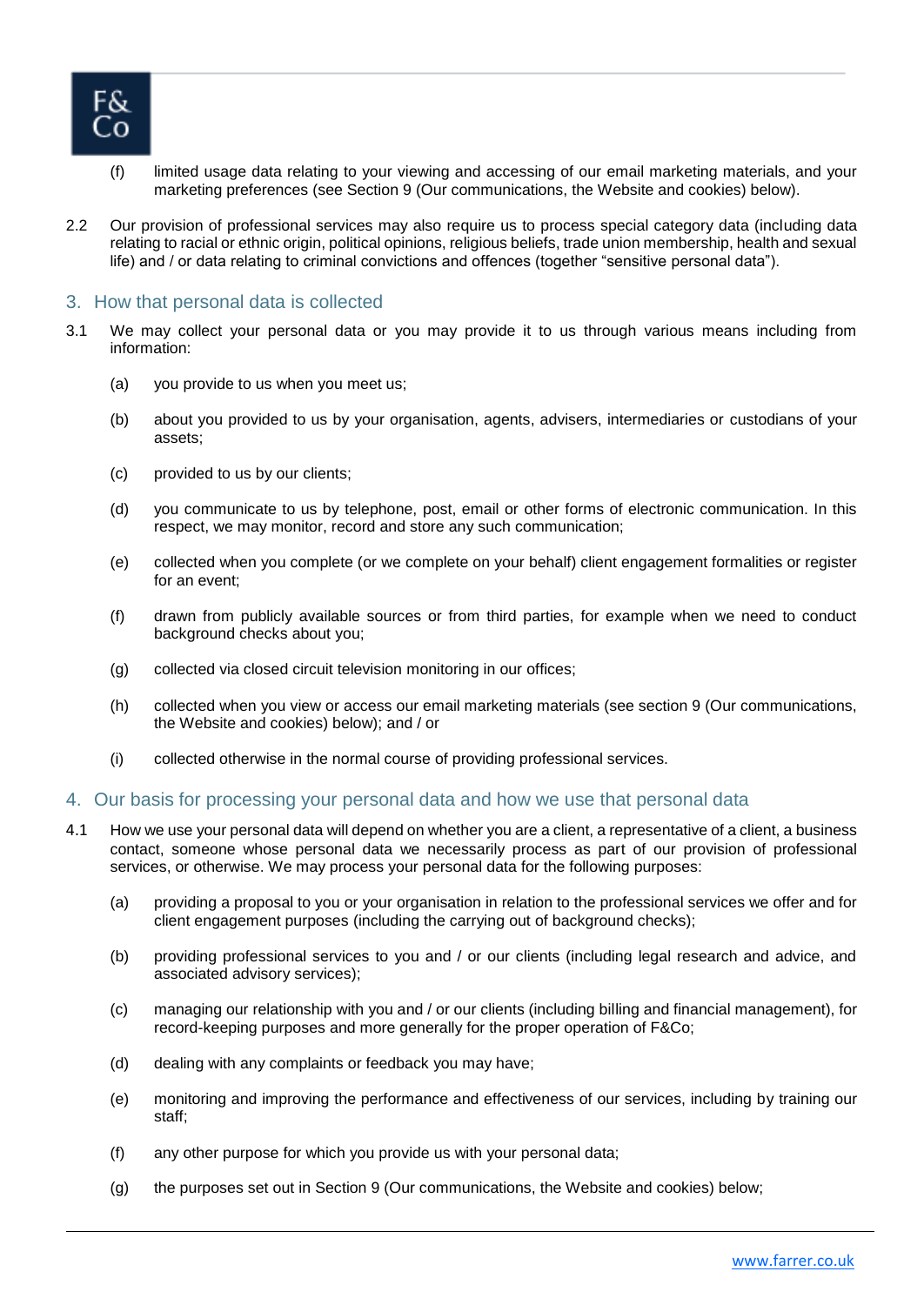(f) limited usage data relating to your viewing and accessing of our email marketing materials, and your marketing preferences (see Section 9 (Our communications, the Website and cookies) below).

2.2 Our provision of professional services may also require us to process special category data (including data relating to racial or ethnic origin, political opinions, religious beliefs, trade union membership, health and sexual life) and / or data relating to criminal convictions and offences (together "sensitive personal data").

## 3. How that personal data is collected

3.1 We may collect your personal data or you may provide it to us through various means including from information:

(a) you provide to us when you meet us;

(b) about you provided to us by your organisation, agents, advisers, intermediaries or custodians of your assets;

(c) provided to us by our clients;

(d) you communicate to us by telephone, post, email or other forms of electronic communication. In this respect, we may monitor, record and store any such communication;

(e) collected when you complete (or we complete on your behalf) client engagement formalities or register for an event;

(f) drawn from publicly available sources or from third parties, for example when we need to conduct background checks about you;

(g) collected via closed circuit television monitoring in our offices;

(h) collected when you view or access our email marketing materials (see section 9 (Our communications, the Website and cookies) below); and / or

(i) collected otherwise in the normal course of providing professional services.

## 4. Our basis for processing your personal data and how we use that personal data

4.1 How we use your personal data will depend on whether you are a client, a representative of a client, a business contact, someone whose personal data we necessarily process as part of our provision of professional services, or otherwise. We may process your personal data for the following purposes:

(a) providing a proposal to you or your organisation in relation to the professional services we offer and for client engagement purposes (including the carrying out of background checks);

(b) providing professional services to you and / or our clients (including legal research and advice, and associated advisory services);

(c) managing our relationship with you and / or our clients (including billing and financial management), for record-keeping purposes and more generally for the proper operation of F&Co;

(d) dealing with any complaints or feedback you may have;

(e) monitoring and improving the performance and effectiveness of our services, including by training our staff;

(f) any other purpose for which you provide us with your personal data;

(g) the purposes set out in Section 9 (Our communications, the Website and cookies) below;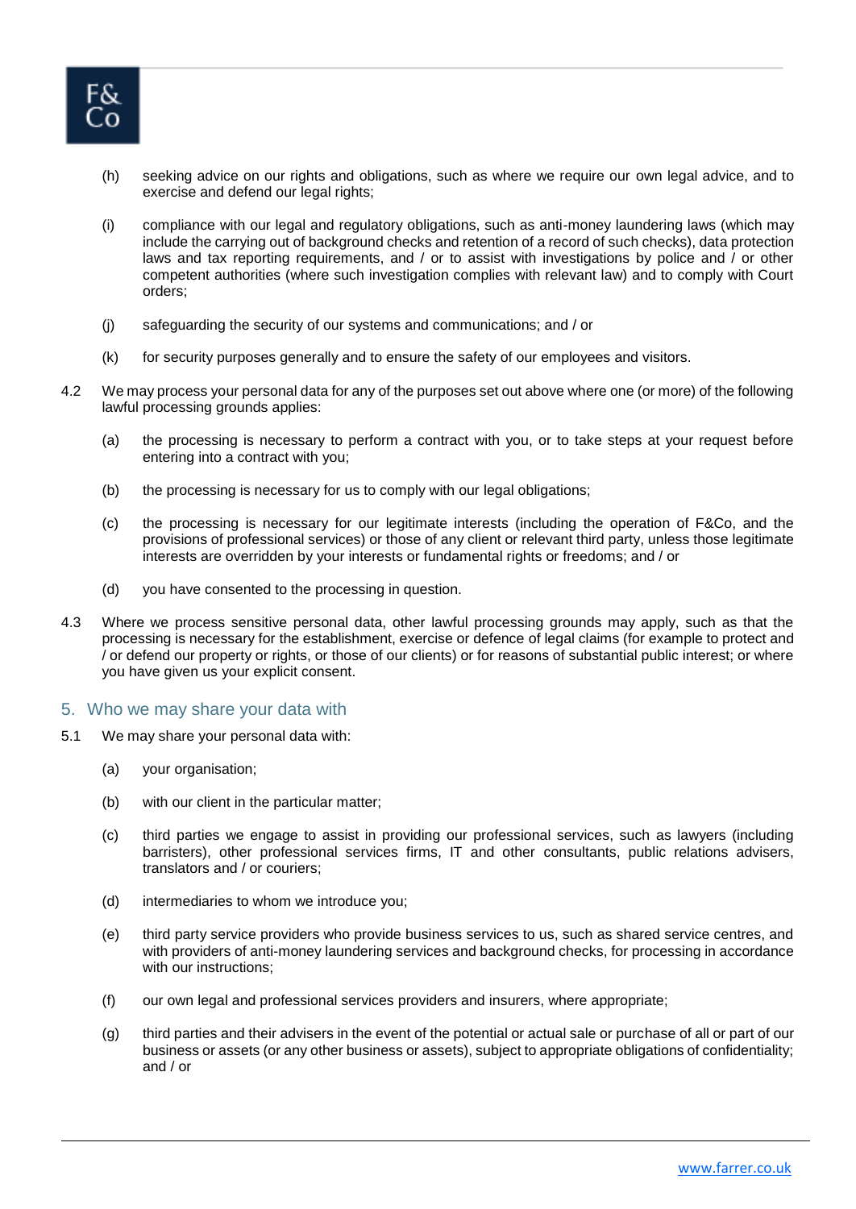(h) seeking advice on our rights and obligations, such as where we require our own legal advice, and to exercise and defend our legal rights;

(i) compliance with our legal and regulatory obligations, such as anti-money laundering laws (which may include the carrying out of background checks and retention of a record of such checks), data protection laws and tax reporting requirements, and / or to assist with investigations by police and / or other competent authorities (where such investigation complies with relevant law) and to comply with Court orders;

(j) safeguarding the security of our systems and communications; and / or

(k) for security purposes generally and to ensure the safety of our employees and visitors.

4.2 We may process your personal data for any of the purposes set out above where one (or more) of the following lawful processing grounds applies:

(a) the processing is necessary to perform a contract with you, or to take steps at your request before entering into a contract with you;

(b) the processing is necessary for us to comply with our legal obligations;

(c) the processing is necessary for our legitimate interests (including the operation of F&Co, and the provisions of professional services) or those of any client or relevant third party, unless those legitimate interests are overridden by your interests or fundamental rights or freedoms; and / or

(d) you have consented to the processing in question.

4.3 Where we process sensitive personal data, other lawful processing grounds may apply, such as that the processing is necessary for the establishment, exercise or defence of legal claims (for example to protect and / or defend our property or rights, or those of our clients) or for reasons of substantial public interest; or where you have given us your explicit consent.

## 5. Who we may share your data with

5.1 We may share your personal data with:

(a) your organisation;

(b) with our client in the particular matter;

(c) third parties we engage to assist in providing our professional services, such as lawyers (including barristers), other professional services firms, IT and other consultants, public relations advisers, translators and / or couriers;

(d) intermediaries to whom we introduce you;

(e) third party service providers who provide business services to us, such as shared service centres, and with providers of anti-money laundering services and background checks, for processing in accordance with our instructions;

(f) our own legal and professional services providers and insurers, where appropriate;

(g) third parties and their advisers in the event of the potential or actual sale or purchase of all or part of our business or assets (or any other business or assets), subject to appropriate obligations of confidentiality; and / or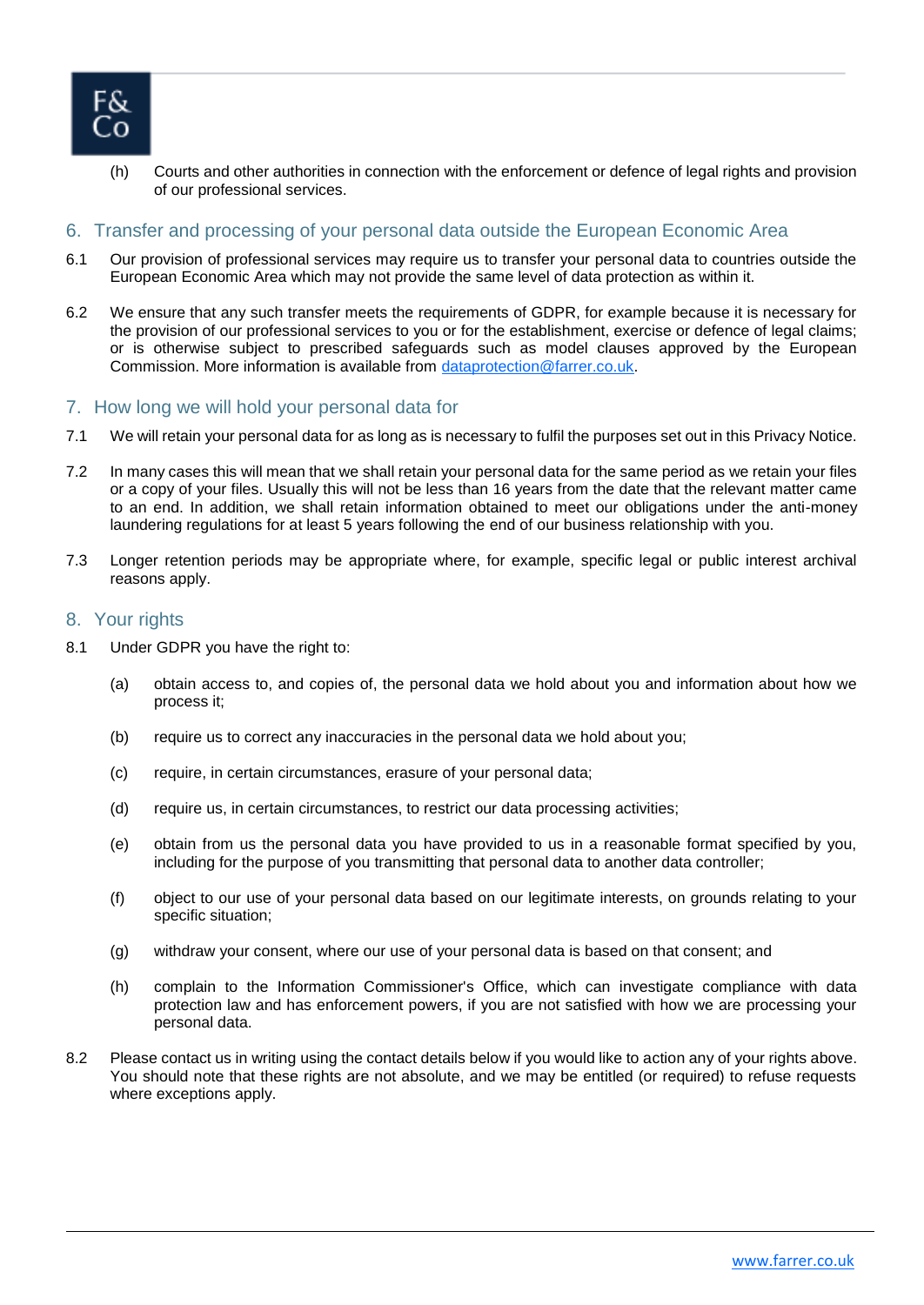(h) Courts and other authorities in connection with the enforcement or defence of legal rights and provision of our professional services.

## 6. Transfer and processing of your personal data outside the European Economic Area

6.1 Our provision of professional services may require us to transfer your personal data to countries outside the European Economic Area which may not provide the same level of data protection as within it.

6.2 We ensure that any such transfer meets the requirements of GDPR, for example because it is necessary for the provision of our professional services to you or for the establishment, exercise or defence of legal claims; or is otherwise subject to prescribed safeguards such as model clauses approved by the European Commission. More information is available from dataprotection@farrer.co.uk.

## 7. How long we will hold your personal data for

7.1 We will retain your personal data for as long as is necessary to fulfil the purposes set out in this Privacy Notice.

7.2 In many cases this will mean that we shall retain your personal data for the same period as we retain your files or a copy of your files. Usually this will not be less than 16 years from the date that the relevant matter came to an end. In addition, we shall retain information obtained to meet our obligations under the anti-money laundering regulations for at least 5 years following the end of our business relationship with you.

7.3 Longer retention periods may be appropriate where, for example, specific legal or public interest archival reasons apply.

## 8. Your rights

8.1 Under GDPR you have the right to:

(a) obtain access to, and copies of, the personal data we hold about you and information about how we process it;

(b) require us to correct any inaccuracies in the personal data we hold about you;

(c) require, in certain circumstances, erasure of your personal data;

(d) require us, in certain circumstances, to restrict our data processing activities;

(e) obtain from us the personal data you have provided to us in a reasonable format specified by you, including for the purpose of you transmitting that personal data to another data controller;

(f) object to our use of your personal data based on our legitimate interests, on grounds relating to your specific situation;

(g) withdraw your consent, where our use of your personal data is based on that consent; and

(h) complain to the Information Commissioner's Office, which can investigate compliance with data protection law and has enforcement powers, if you are not satisfied with how we are processing your personal data.

8.2 Please contact us in writing using the contact details below if you would like to action any of your rights above. You should note that these rights are not absolute, and we may be entitled (or required) to refuse requests where exceptions apply.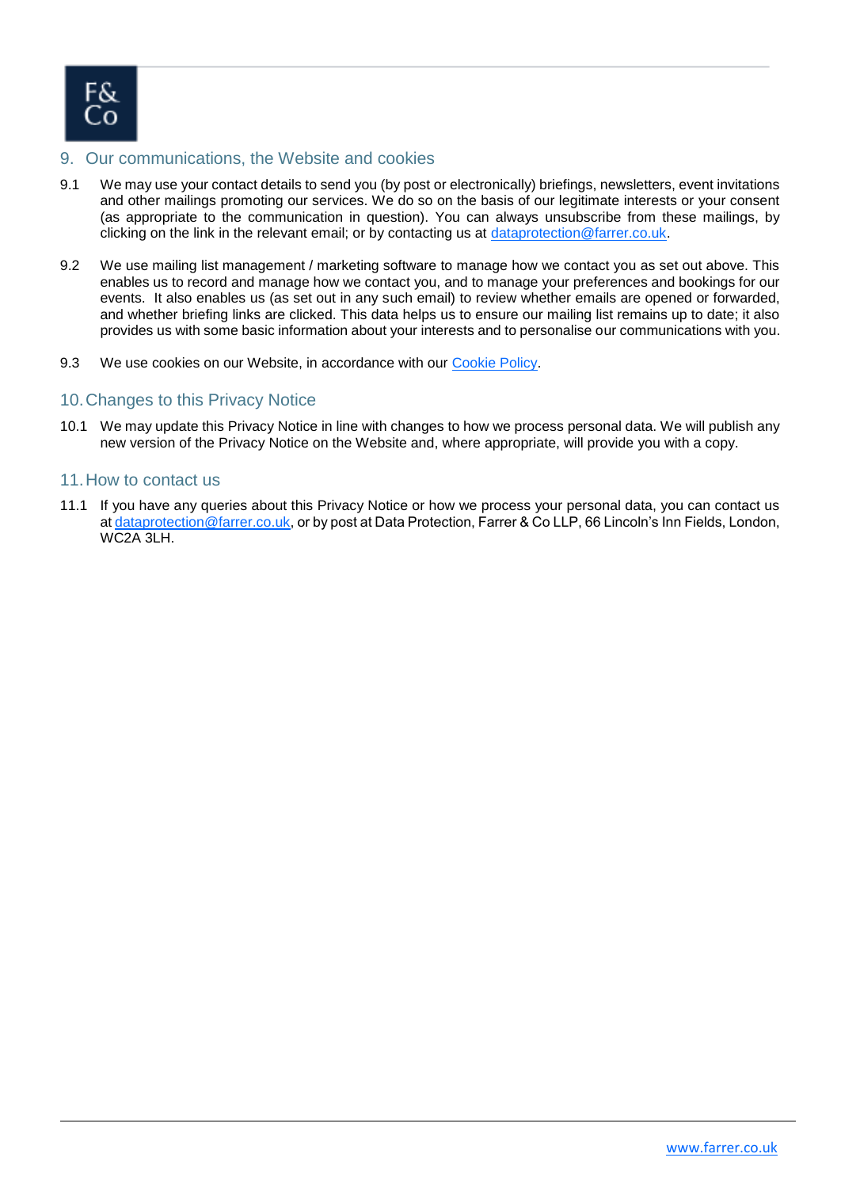## 9. Our communications, the Website and cookies

9.1 We may use your contact details to send you (by post or electronically) briefings, newsletters, event invitations and other mailings promoting our services. We do so on the basis of our legitimate interests or your consent (as appropriate to the communication in question). You can always unsubscribe from these mailings, by clicking on the link in the relevant email; or by contacting us at dataprotection@farrer.co.uk.

9.2 We use mailing list management / marketing software to manage how we contact you as set out above. This enables us to record and manage how we contact you, and to manage your preferences and bookings for our events. It also enables us (as set out in any such email) to review whether emails are opened or forwarded, and whether briefing links are clicked. This data helps us to ensure our mailing list remains up to date; it also provides us with some basic information about your interests and to personalise our communications with you.

9.3 We use cookies on our Website, in accordance with our Cookie Policy.

## 10. Changes to this Privacy Notice

10.1 We may update this Privacy Notice in line with changes to how we process personal data. We will publish any new version of the Privacy Notice on the Website and, where appropriate, will provide you with a copy.

## 11. How to contact us

11.1 If you have any queries about this Privacy Notice or how we process your personal data, you can contact us at dataprotection@farrer.co.uk, or by post at Data Protection, Farrer & Co LLP, 66 Lincoln's Inn Fields, London, WC2A 3LH.